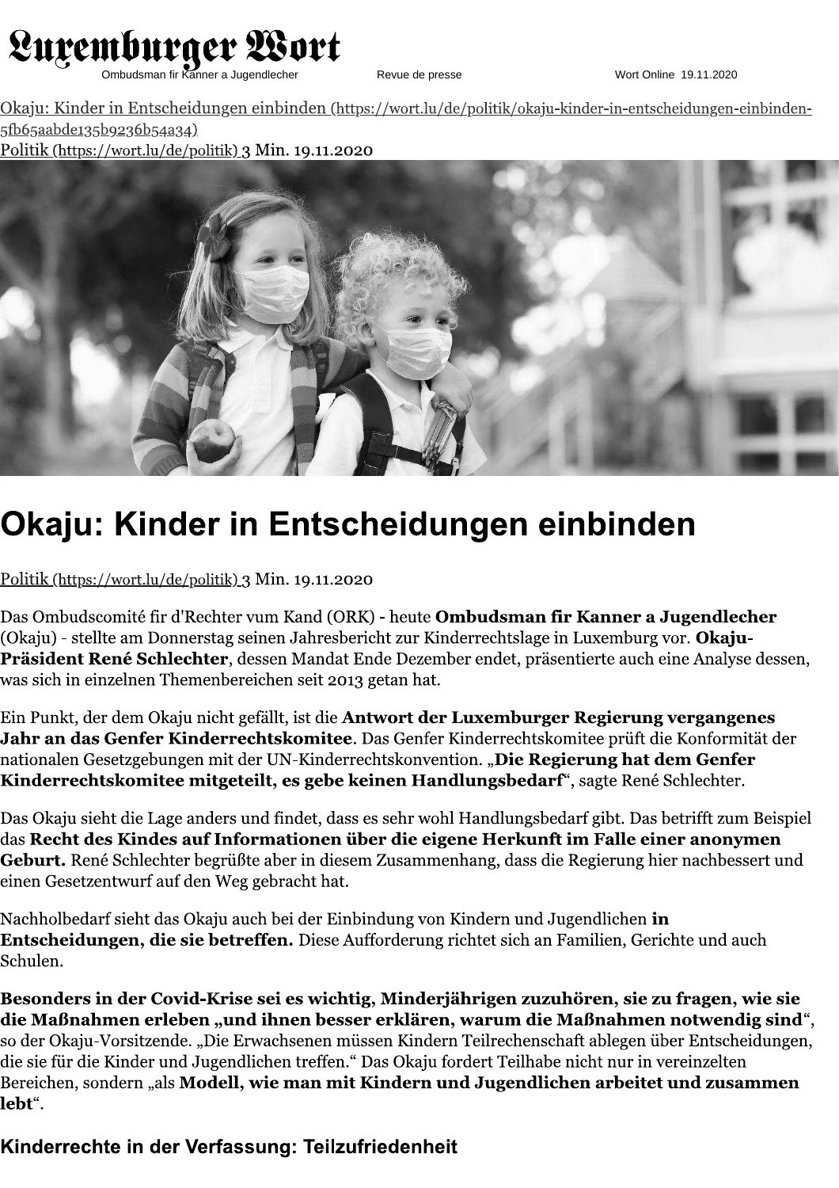Okaju: Kinder in Entscheidungen einbinden (https://wort.lu/de/politik/okaju-kinder-in-entscheidungen-einbinden-5fb65aabde135b9236b54a34)
Politik (https://wort.lu/de/politik) 3 Min. 19.11.2020

# Okaju: Kinder in Entscheidungen einbinden

Politik (https://wort.lu/de/politik) 3 Min. 19.11.2020

Das Ombudscomité fir d'Rechter vum Kand (ORK) - heute **Ombudsman fir Kanner a Jugendlecher** (Okaju) - stellte am Donnerstag seinen Jahresbericht zur Kinderrechtslage in Luxemburg vor. **Okaju-Präsident René Schlechter**, dessen Mandat Ende Dezember endet, präsentierte auch eine Analyse dessen, was sich in einzelnen Themenbereichen seit 2013 getan hat.

Ein Punkt, der dem Okaju nicht gefällt, ist die **Antwort der Luxemburger Regierung vergangenes Jahr an das Genfer Kinderrechtskomitee**. Das Genfer Kinderrechtskomitee prüft die Konformität der nationalen Gesetzgebungen mit der UN-Kinderrechtskonvention. „**Die Regierung hat dem Genfer Kinderrechtskomitee mitgeteilt, es gebe keinen Handlungsbedarf**", sagte René Schlechter.

Das Okaju sieht die Lage anders und findet, dass es sehr wohl Handlungsbedarf gibt. Das betrifft zum Beispiel das **Recht des Kindes auf Informationen über die eigene Herkunft im Falle einer anonymen Geburt.** René Schlechter begrüßte aber in diesem Zusammenhang, dass die Regierung hier nachbessert und einen Gesetzentwurf auf den Weg gebracht hat.

Nachholbedarf sieht das Okaju auch bei der Einbindung von Kindern und Jugendlichen **in Entscheidungen, die sie betreffen.** Diese Aufforderung richtet sich an Familien, Gerichte und auch Schulen.

**Besonders in der Covid-Krise sei es wichtig, Minderjährigen zuzuhören, sie zu fragen, wie sie die Maßnahmen erleben „und ihnen besser erklären, warum die Maßnahmen notwendig sind**", so der Okaju-Vorsitzende. „Die Erwachsenen müssen Kindern Teilrechenschaft ablegen über Entscheidungen, die sie für die Kinder und Jugendlichen treffen." Das Okaju fordert Teilhabe nicht nur in vereinzelten Bereichen, sondern „als **Modell, wie man mit Kindern und Jugendlichen arbeitet und zusammen lebt**".

## Kinderrechte in der Verfassung: Teilzufriedenheit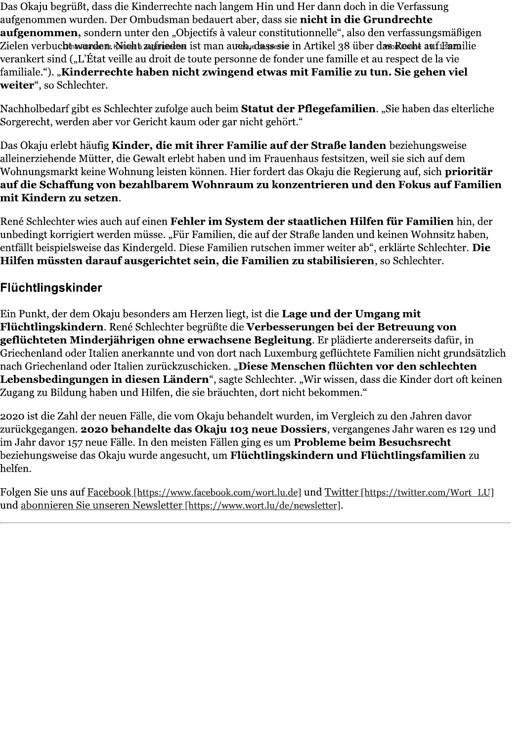Das Okaju begrüßt, dass die Kinderrechte nach langem Hin und Her dann doch in die Verfassung aufgenommen wurden. Der Ombudsman bedauert aber, dass sie **nicht in die Grundrechte aufgenommen,** sondern unter den „Objectifs à valeur constitutionnelle", also den verfassungsmäßigen Zielen verbucht wurden. Nicht zufrieden ist man auch, dass sie in Artikel 38 über das Recht auf Familie verankert sind („L'État veille au droit de toute personne de fonder une famille et au respect de la vie familiale."). „**Kinderrechte haben nicht zwingend etwas mit Familie zu tun. Sie gehen viel weiter**", so Schlechter.

Nachholbedarf gibt es Schlechter zufolge auch beim **Statut der Pflegefamilien**. „Sie haben das elterliche Sorgerecht, werden aber vor Gericht kaum oder gar nicht gehört."

Das Okaju erlebt häufig **Kinder, die mit ihrer Familie auf der Straße landen** beziehungsweise alleinerziehende Mütter, die Gewalt erlebt haben und im Frauenhaus festsitzen, weil sie sich auf dem Wohnungsmarkt keine Wohnung leisten können. Hier fordert das Okaju die Regierung auf, sich **prioritär auf die Schaffung von bezahlbarem Wohnraum zu konzentrieren und den Fokus auf Familien mit Kindern zu setzen**.

René Schlechter wies auch auf einen **Fehler im System der staatlichen Hilfen für Familien** hin, der unbedingt korrigiert werden müsse. „Für Familien, die auf der Straße landen und keinen Wohnsitz haben, entfällt beispielsweise das Kindergeld. Diese Familien rutschen immer weiter ab", erklärte Schlechter. **Die Hilfen müssten darauf ausgerichtet sein, die Familien zu stabilisieren**, so Schlechter.

## Flüchtlingskinder

Ein Punkt, der dem Okaju besonders am Herzen liegt, ist die **Lage und der Umgang mit Flüchtlingskindern**. René Schlechter begrüßte die **Verbesserungen bei der Betreuung von geflüchteten Minderjährigen ohne erwachsene Begleitung**. Er plädierte andererseits dafür, in Griechenland oder Italien anerkannte und von dort nach Luxemburg geflüchtete Familien nicht grundsätzlich nach Griechenland oder Italien zurückzuschicken. „**Diese Menschen flüchten vor den schlechten Lebensbedingungen in diesen Ländern**", sagte Schlechter. „Wir wissen, dass die Kinder dort oft keinen Zugang zu Bildung haben und Hilfen, die sie bräuchten, dort nicht bekommen."

2020 ist die Zahl der neuen Fälle, die vom Okaju behandelt wurden, im Vergleich zu den Jahren davor zurückgegangen. **2020 behandelte das Okaju 103 neue Dossiers**, vergangenes Jahr waren es 129 und im Jahr davor 157 neue Fälle. In den meisten Fällen ging es um **Probleme beim Besuchsrecht** beziehungsweise das Okaju wurde angesucht, um **Flüchtlingskindern und Flüchtlingsfamilien** zu helfen.

Folgen Sie uns auf Facebook [https://www.facebook.com/wort.lu.de] und Twitter [https://twitter.com/Wort_LU] und abonnieren Sie unseren Newsletter [https://www.wort.lu/de/newsletter].